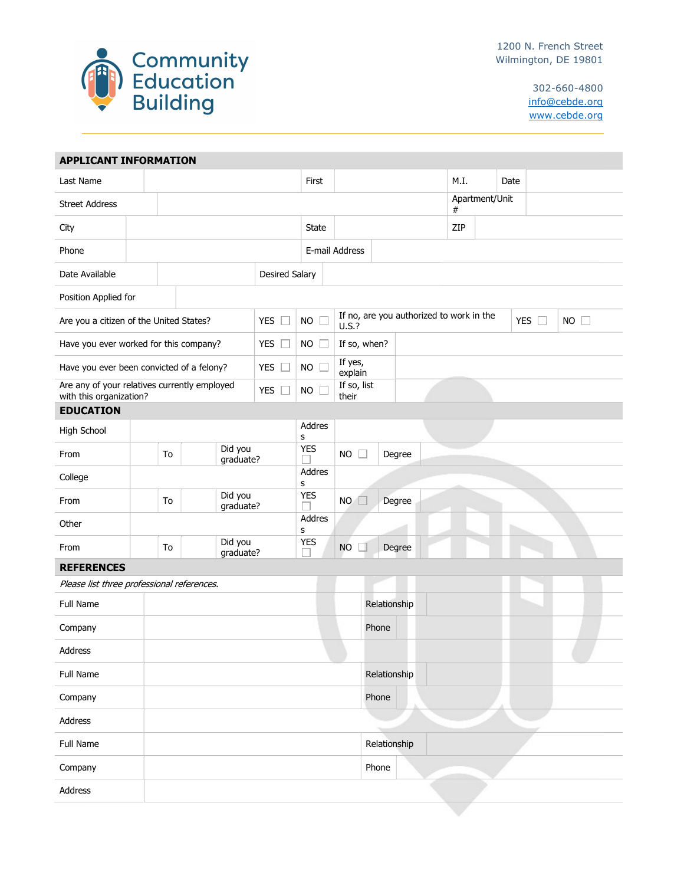Community Education Building

1200 N. French Street
Wilmington, DE 19801

302-660-4800
info@cebde.org
www.cebde.org

## APPLICANT INFORMATION

| | | | | | | | |
|---|---|---|---|---|---|---|---|
| Last Name | | First | | M.I. | | Date | |
| Street Address | | | | Apartment/Unit # | | | |
| City | | State | | ZIP | | | |
| Phone | | E-mail Address | | | | | |
| Date Available | | Desired Salary | | | | | |
| Position Applied for | | | | | | | |

| | | | | | |
|---|---|---|---|---|---|
| Are you a citizen of the United States? | YES ☐ | NO ☐ | If no, are you authorized to work in the U.S.? | YES ☐ | NO ☐ |
| Have you ever worked for this company? | YES ☐ | NO ☐ | If so, when? | | |
| Have you ever been convicted of a felony? | YES ☐ | NO ☐ | If yes, explain | | |
| Are any of your relatives currently employed with this organization? | YES ☐ | NO ☐ | If so, list their | | |

## EDUCATION

| | | | | | | | | |
|---|---|---|---|---|---|---|---|---|
| High School | | | | Address | | | | |
| From | | To | | Did you graduate? | YES ☐ | NO ☐ | Degree | |
| College | | | | Address | | | | |
| From | | To | | Did you graduate? | YES ☐ | NO ☐ | Degree | |
| Other | | | | Address | | | | |
| From | | To | | Did you graduate? | YES ☐ | NO ☐ | Degree | |

## REFERENCES

*Please list three professional references.*

| | | | |
|---|---|---|---|
| Full Name | | Relationship | |
| Company | | Phone | |
| Address | | | |
| Full Name | | Relationship | |
| Company | | Phone | |
| Address | | | |
| Full Name | | Relationship | |
| Company | | Phone | |
| Address | | | |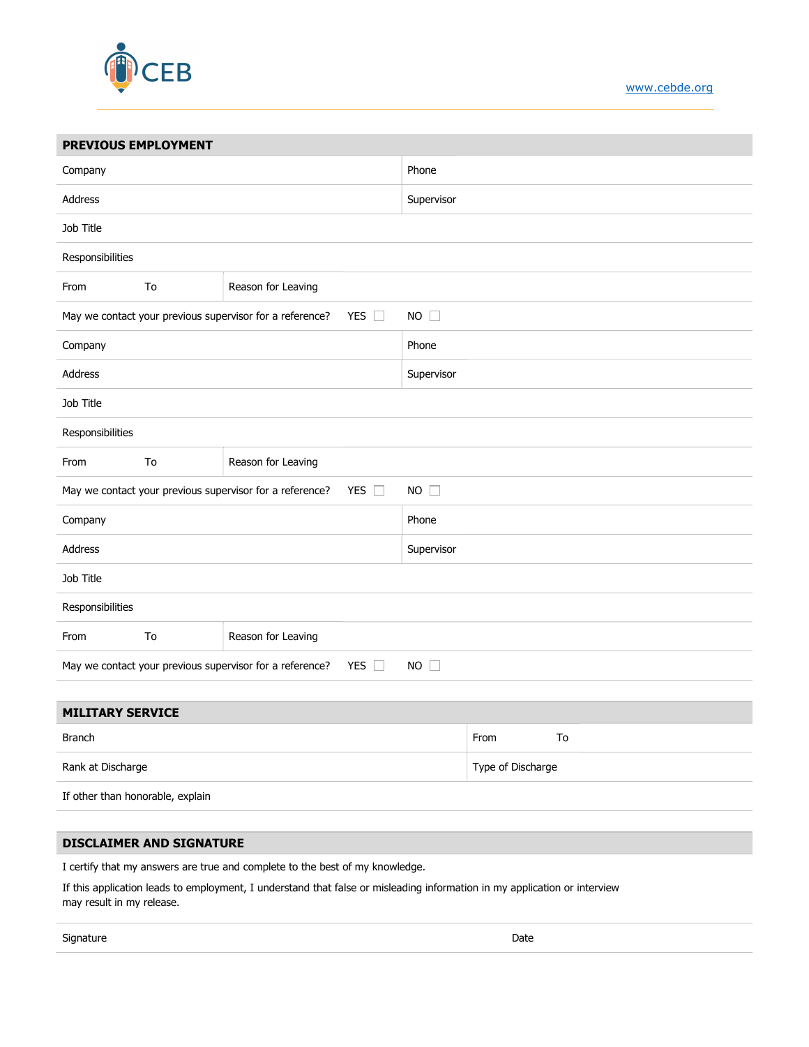CEB

www.cebde.org

## PREVIOUS EMPLOYMENT

| | | | |
|---|---|---|---|
| Company | | Phone | |
| Address | | Supervisor | |
| Job Title | | | |
| Responsibilities | | | |
| From | To | Reason for Leaving | |
| May we contact your previous supervisor for a reference? | YES ☐ | NO ☐ | |
| Company | | Phone | |
| Address | | Supervisor | |
| Job Title | | | |
| Responsibilities | | | |
| From | To | Reason for Leaving | |
| May we contact your previous supervisor for a reference? | YES ☐ | NO ☐ | |
| Company | | Phone | |
| Address | | Supervisor | |
| Job Title | | | |
| Responsibilities | | | |
| From | To | Reason for Leaving | |
| May we contact your previous supervisor for a reference? | YES ☐ | NO ☐ | |

## MILITARY SERVICE

| | | |
|---|---|---|
| Branch | From | To |
| Rank at Discharge | Type of Discharge | |
| If other than honorable, explain | | |

## DISCLAIMER AND SIGNATURE

I certify that my answers are true and complete to the best of my knowledge.

If this application leads to employment, I understand that false or misleading information in my application or interview may result in my release.

| | |
|---|---|
| Signature | Date |